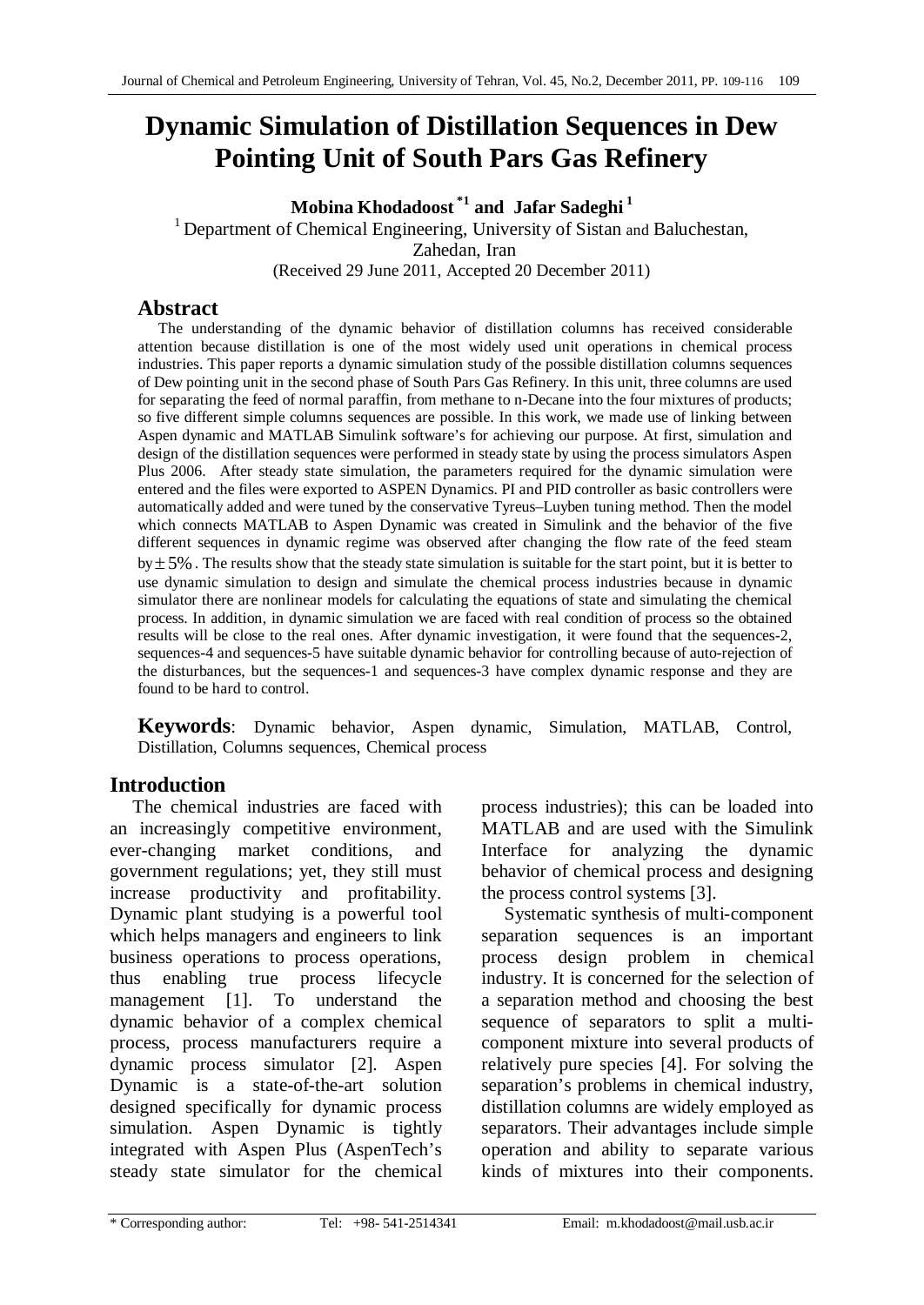# Dynamic Simulation of Distillation Sequences in Dew Pointing Unit of South Pars Gas Refinery

**Mobina Khodadoost [*1] and Jafar Sadeghi [1]**

[1] Department of Chemical Engineering, University of Sistan and Baluchestan, Zahedan, Iran

(Received 29 June 2011, Accepted 20 December 2011)

## Abstract

The understanding of the dynamic behavior of distillation columns has received considerable attention because distillation is one of the most widely used unit operations in chemical process industries. This paper reports a dynamic simulation study of the possible distillation columns sequences of Dew pointing unit in the second phase of South Pars Gas Refinery. In this unit, three columns are used for separating the feed of normal paraffin, from methane to n-Decane into the four mixtures of products; so five different simple columns sequences are possible. In this work, we made use of linking between Aspen dynamic and MATLAB Simulink software's for achieving our purpose. At first, simulation and design of the distillation sequences were performed in steady state by using the process simulators Aspen Plus 2006. After steady state simulation, the parameters required for the dynamic simulation were entered and the files were exported to ASPEN Dynamics. PI and PID controller as basic controllers were automatically added and were tuned by the conservative Tyreus–Luyben tuning method. Then the model which connects MATLAB to Aspen Dynamic was created in Simulink and the behavior of the five different sequences in dynamic regime was observed after changing the flow rate of the feed steam by $\pm 5\%$. The results show that the steady state simulation is suitable for the start point, but it is better to use dynamic simulation to design and simulate the chemical process industries because in dynamic simulator there are nonlinear models for calculating the equations of state and simulating the chemical process. In addition, in dynamic simulation we are faced with real condition of process so the obtained results will be close to the real ones. After dynamic investigation, it were found that the sequences-2, sequences-4 and sequences-5 have suitable dynamic behavior for controlling because of auto-rejection of the disturbances, but the sequences-1 and sequences-3 have complex dynamic response and they are found to be hard to control.

**Keywords**: Dynamic behavior, Aspen dynamic, Simulation, MATLAB, Control, Distillation, Columns sequences, Chemical process

## Introduction

The chemical industries are faced with an increasingly competitive environment, ever-changing market conditions, and government regulations; yet, they still must increase productivity and profitability. Dynamic plant studying is a powerful tool which helps managers and engineers to link business operations to process operations, thus enabling true process lifecycle management [1]. To understand the dynamic behavior of a complex chemical process, process manufacturers require a dynamic process simulator [2]. Aspen Dynamic is a state-of-the-art solution designed specifically for dynamic process simulation. Aspen Dynamic is tightly integrated with Aspen Plus (AspenTech's steady state simulator for the chemical process industries); this can be loaded into MATLAB and are used with the Simulink Interface for analyzing the dynamic behavior of chemical process and designing the process control systems [3].

Systematic synthesis of multi-component separation sequences is an important process design problem in chemical industry. It is concerned for the selection of a separation method and choosing the best sequence of separators to split a multi-component mixture into several products of relatively pure species [4]. For solving the separation's problems in chemical industry, distillation columns are widely employed as separators. Their advantages include simple operation and ability to separate various kinds of mixtures into their components.

\* Corresponding author: Tel: +98- 541-2514341 Email: m.khodadoost@mail.usb.ac.ir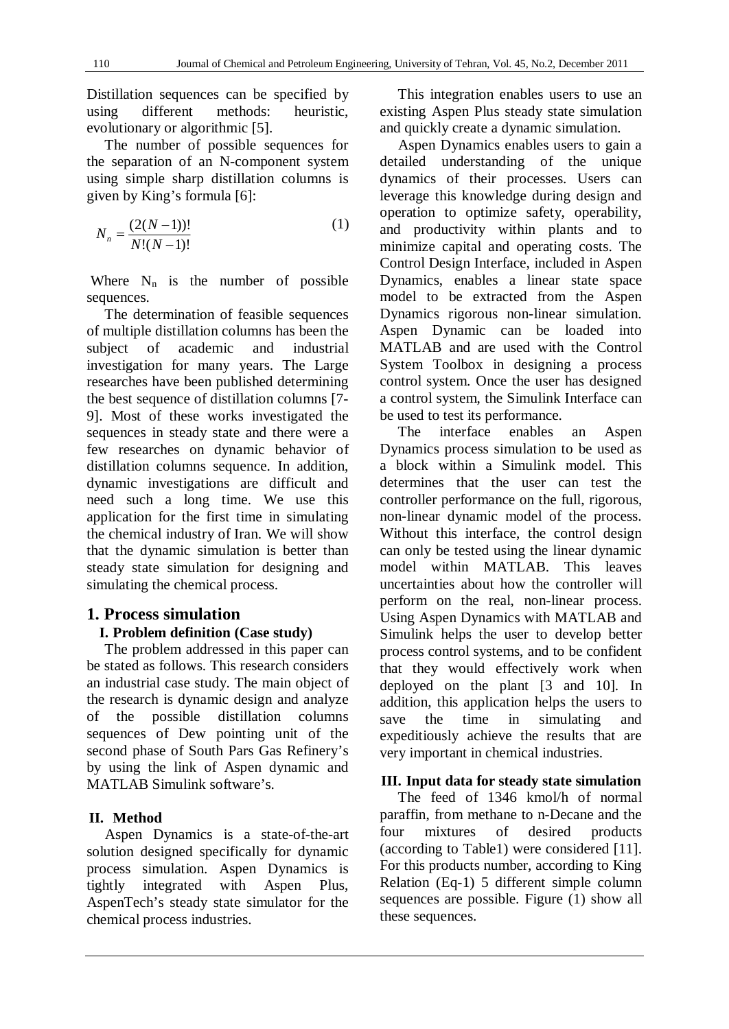Distillation sequences can be specified by using different methods: heuristic, evolutionary or algorithmic [5].

The number of possible sequences for the separation of an N-component system using simple sharp distillation columns is given by King's formula [6]:

$$N_n = \frac{(2(N-1))!}{N!(N-1)!} \tag{1}$$

Where $N_n$ is the number of possible sequences.

The determination of feasible sequences of multiple distillation columns has been the subject of academic and industrial investigation for many years. The Large researches have been published determining the best sequence of distillation columns [7-9]. Most of these works investigated the sequences in steady state and there were a few researches on dynamic behavior of distillation columns sequence. In addition, dynamic investigations are difficult and need such a long time. We use this application for the first time in simulating the chemical industry of Iran. We will show that the dynamic simulation is better than steady state simulation for designing and simulating the chemical process.

## 1. Process simulation

### I. Problem definition (Case study)

The problem addressed in this paper can be stated as follows. This research considers an industrial case study. The main object of the research is dynamic design and analyze of the possible distillation columns sequences of Dew pointing unit of the second phase of South Pars Gas Refinery's by using the link of Aspen dynamic and MATLAB Simulink software's.

### II. Method

Aspen Dynamics is a state-of-the-art solution designed specifically for dynamic process simulation. Aspen Dynamics is tightly integrated with Aspen Plus, AspenTech's steady state simulator for the chemical process industries.

This integration enables users to use an existing Aspen Plus steady state simulation and quickly create a dynamic simulation.

Aspen Dynamics enables users to gain a detailed understanding of the unique dynamics of their processes. Users can leverage this knowledge during design and operation to optimize safety, operability, and productivity within plants and to minimize capital and operating costs. The Control Design Interface, included in Aspen Dynamics, enables a linear state space model to be extracted from the Aspen Dynamics rigorous non-linear simulation. Aspen Dynamic can be loaded into MATLAB and are used with the Control System Toolbox in designing a process control system. Once the user has designed a control system, the Simulink Interface can be used to test its performance.

The interface enables an Aspen Dynamics process simulation to be used as a block within a Simulink model. This determines that the user can test the controller performance on the full, rigorous, non-linear dynamic model of the process. Without this interface, the control design can only be tested using the linear dynamic model within MATLAB. This leaves uncertainties about how the controller will perform on the real, non-linear process. Using Aspen Dynamics with MATLAB and Simulink helps the user to develop better process control systems, and to be confident that they would effectively work when deployed on the plant [3 and 10]. In addition, this application helps the users to save the time in simulating and expeditiously achieve the results that are very important in chemical industries.

### III. Input data for steady state simulation

The feed of 1346 kmol/h of normal paraffin, from methane to n-Decane and the four mixtures of desired products (according to Table1) were considered [11]. For this products number, according to King Relation (Eq-1) 5 different simple column sequences are possible. Figure (1) show all these sequences.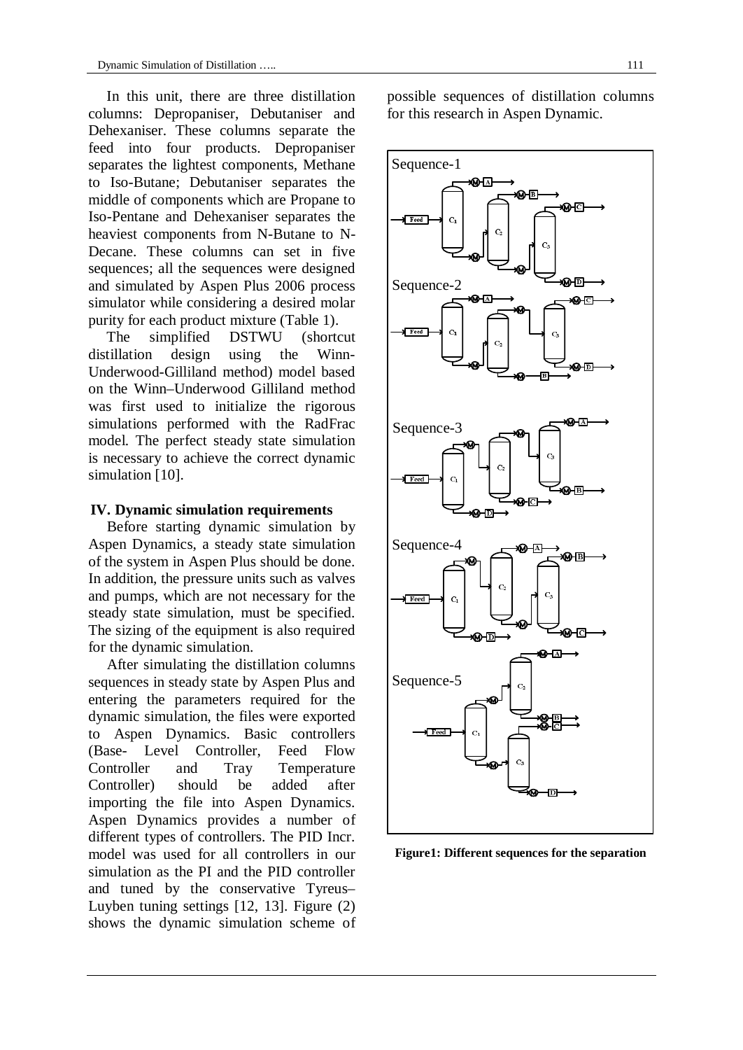In this unit, there are three distillation columns: Depropaniser, Debutaniser and Dehexaniser. These columns separate the feed into four products. Depropaniser separates the lightest components, Methane to Iso-Butane; Debutaniser separates the middle of components which are Propane to Iso-Pentane and Dehexaniser separates the heaviest components from N-Butane to N-Decane. These columns can set in five sequences; all the sequences were designed and simulated by Aspen Plus 2006 process simulator while considering a desired molar purity for each product mixture (Table 1).

The simplified DSTWU (shortcut distillation design using the Winn-Underwood-Gilliland method) model based on the Winn–Underwood Gilliland method was first used to initialize the rigorous simulations performed with the RadFrac model. The perfect steady state simulation is necessary to achieve the correct dynamic simulation [10].

## IV. Dynamic simulation requirements

Before starting dynamic simulation by Aspen Dynamics, a steady state simulation of the system in Aspen Plus should be done. In addition, the pressure units such as valves and pumps, which are not necessary for the steady state simulation, must be specified. The sizing of the equipment is also required for the dynamic simulation.

After simulating the distillation columns sequences in steady state by Aspen Plus and entering the parameters required for the dynamic simulation, the files were exported to Aspen Dynamics. Basic controllers (Base- Level Controller, Feed Flow Controller and Tray Temperature Controller) should be added after importing the file into Aspen Dynamics. Aspen Dynamics provides a number of different types of controllers. The PID Incr. model was used for all controllers in our simulation as the PI and the PID controller and tuned by the conservative Tyreus–Luyben tuning settings [12, 13]. Figure (2) shows the dynamic simulation scheme of possible sequences of distillation columns for this research in Aspen Dynamic.

**Figure1: Different sequences for the separation**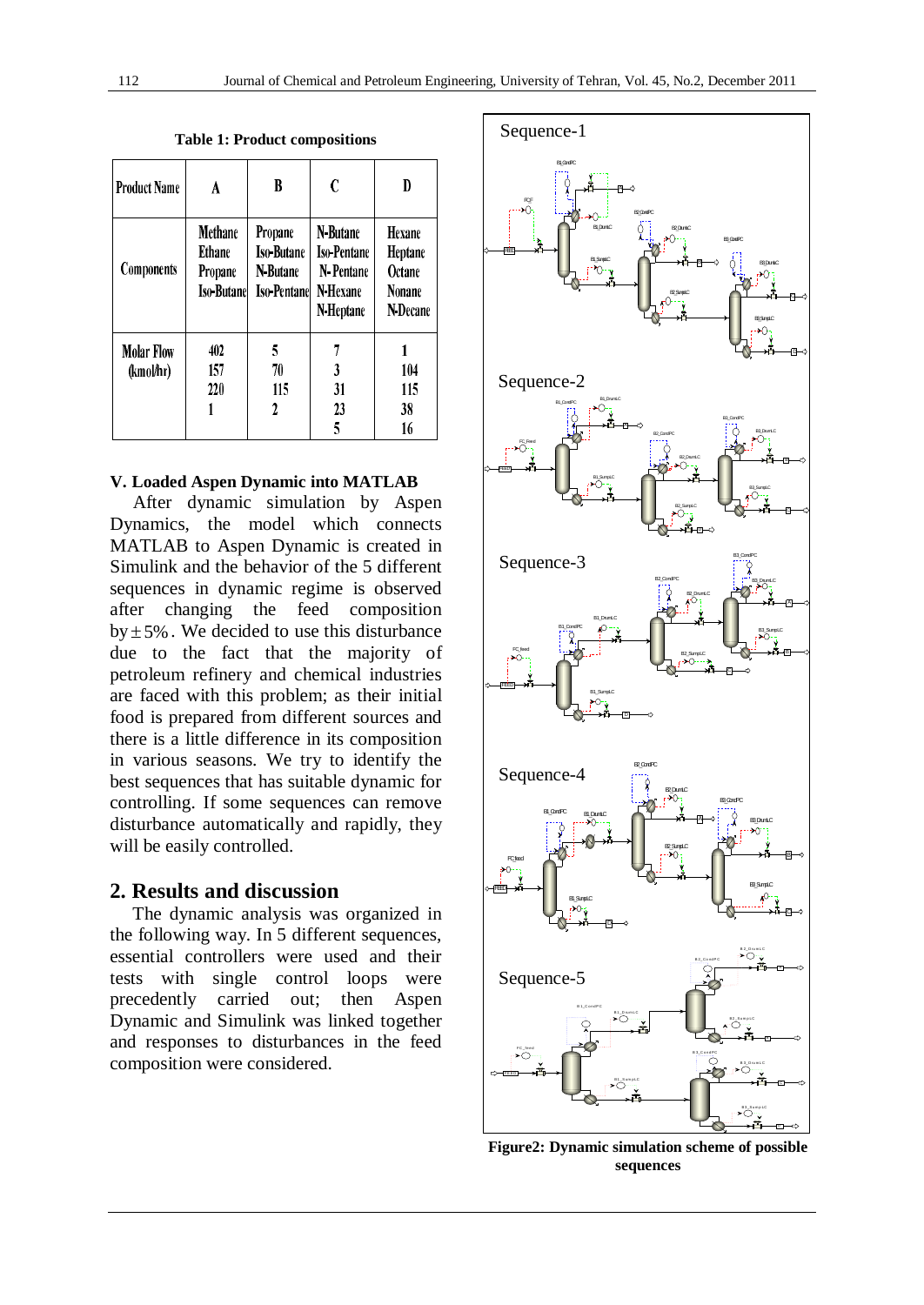**Table 1: Product compositions**

| Product Name | A | B | C | D |
|---|---|---|---|---|
| Components | Methane<br>Ethane<br>Propane<br>Iso-Butane | Propane<br>Iso-Butane<br>N-Butane<br>Iso-Pentane | N-Butane<br>Iso-Pentane<br>N-Pentane<br>N-Hexane<br>N-Heptane | Hexane<br>Heptane<br>Octane<br>Nonane<br>N-Decane |
| Molar Flow (kmol/hr) | 402<br>157<br>220<br>1 | 5<br>70<br>115<br>2 | 7<br>3<br>31<br>23<br>5 | 1<br>104<br>115<br>38<br>16 |

### V. Loaded Aspen Dynamic into MATLAB

After dynamic simulation by Aspen Dynamics, the model which connects MATLAB to Aspen Dynamic is created in Simulink and the behavior of the 5 different sequences in dynamic regime is observed after changing the feed composition by $\pm 5\%$. We decided to use this disturbance due to the fact that the majority of petroleum refinery and chemical industries are faced with this problem; as their initial food is prepared from different sources and there is a little difference in its composition in various seasons. We try to identify the best sequences that has suitable dynamic for controlling. If some sequences can remove disturbance automatically and rapidly, they will be easily controlled.

## 2. Results and discussion

The dynamic analysis was organized in the following way. In 5 different sequences, essential controllers were used and their tests with single control loops were precedently carried out; then Aspen Dynamic and Simulink was linked together and responses to disturbances in the feed composition were considered.

Figure2: Dynamic simulation scheme of possible sequences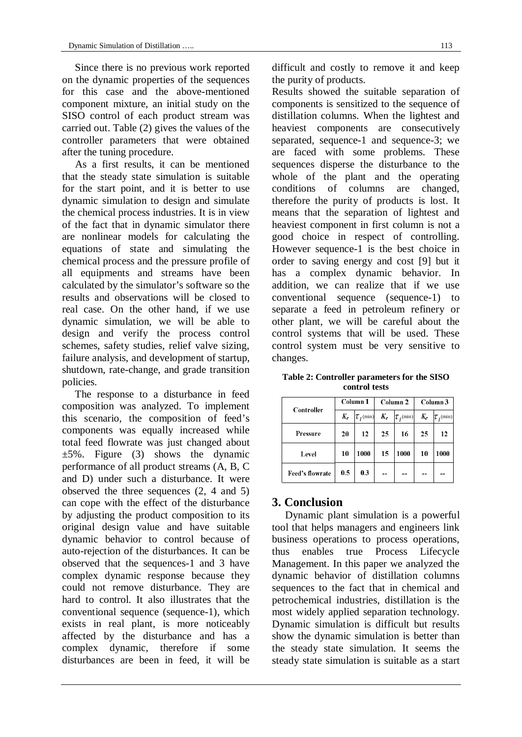Since there is no previous work reported on the dynamic properties of the sequences for this case and the above-mentioned component mixture, an initial study on the SISO control of each product stream was carried out. Table (2) gives the values of the controller parameters that were obtained after the tuning procedure.

As a first results, it can be mentioned that the steady state simulation is suitable for the start point, and it is better to use dynamic simulation to design and simulate the chemical process industries. It is in view of the fact that in dynamic simulator there are nonlinear models for calculating the equations of state and simulating the chemical process and the pressure profile of all equipments and streams have been calculated by the simulator's software so the results and observations will be closed to real case. On the other hand, if we use dynamic simulation, we will be able to design and verify the process control schemes, safety studies, relief valve sizing, failure analysis, and development of startup, shutdown, rate-change, and grade transition policies.

The response to a disturbance in feed composition was analyzed. To implement this scenario, the composition of feed's components was equally increased while total feed flowrate was just changed about ±5%. Figure (3) shows the dynamic performance of all product streams (A, B, C and D) under such a disturbance. It were observed the three sequences (2, 4 and 5) can cope with the effect of the disturbance by adjusting the product composition to its original design value and have suitable dynamic behavior to control because of auto-rejection of the disturbances. It can be observed that the sequences-1 and 3 have complex dynamic response because they could not remove disturbance. They are hard to control. It also illustrates that the conventional sequence (sequence-1), which exists in real plant, is more noticeably affected by the disturbance and has a complex dynamic, therefore if some disturbances are been in feed, it will be difficult and costly to remove it and keep the purity of products.

Results showed the suitable separation of components is sensitized to the sequence of distillation columns. When the lightest and heaviest components are consecutively separated, sequence-1 and sequence-3; we are faced with some problems. These sequences disperse the disturbance to the whole of the plant and the operating conditions of columns are changed, therefore the purity of products is lost. It means that the separation of lightest and heaviest component in first column is not a good choice in respect of controlling. However sequence-1 is the best choice in order to saving energy and cost [9] but it has a complex dynamic behavior. In addition, we can realize that if we use conventional sequence (sequence-1) to separate a feed in petroleum refinery or other plant, we will be careful about the control systems that will be used. These control system must be very sensitive to changes.

**Table 2: Controller parameters for the SISO control tests**

| Controller | Column 1 | | Column 2 | | Column 3 | |
|---|---|---|---|---|---|---|
| | $K_c$ | $\tau_I$(min) | $K_c$ | $\tau_I$(min) | $K_c$ | $\tau_I$(min) |
| Pressure | 20 | 12 | 25 | 16 | 25 | 12 |
| Level | 10 | 1000 | 15 | 1000 | 10 | 1000 |
| Feed's flowrate | 0.5 | 0.3 | -- | -- | -- | -- |

## 3. Conclusion

Dynamic plant simulation is a powerful tool that helps managers and engineers link business operations to process operations, thus enables true Process Lifecycle Management. In this paper we analyzed the dynamic behavior of distillation columns sequences to the fact that in chemical and petrochemical industries, distillation is the most widely applied separation technology. Dynamic simulation is difficult but results show the dynamic simulation is better than the steady state simulation. It seems the steady state simulation is suitable as a start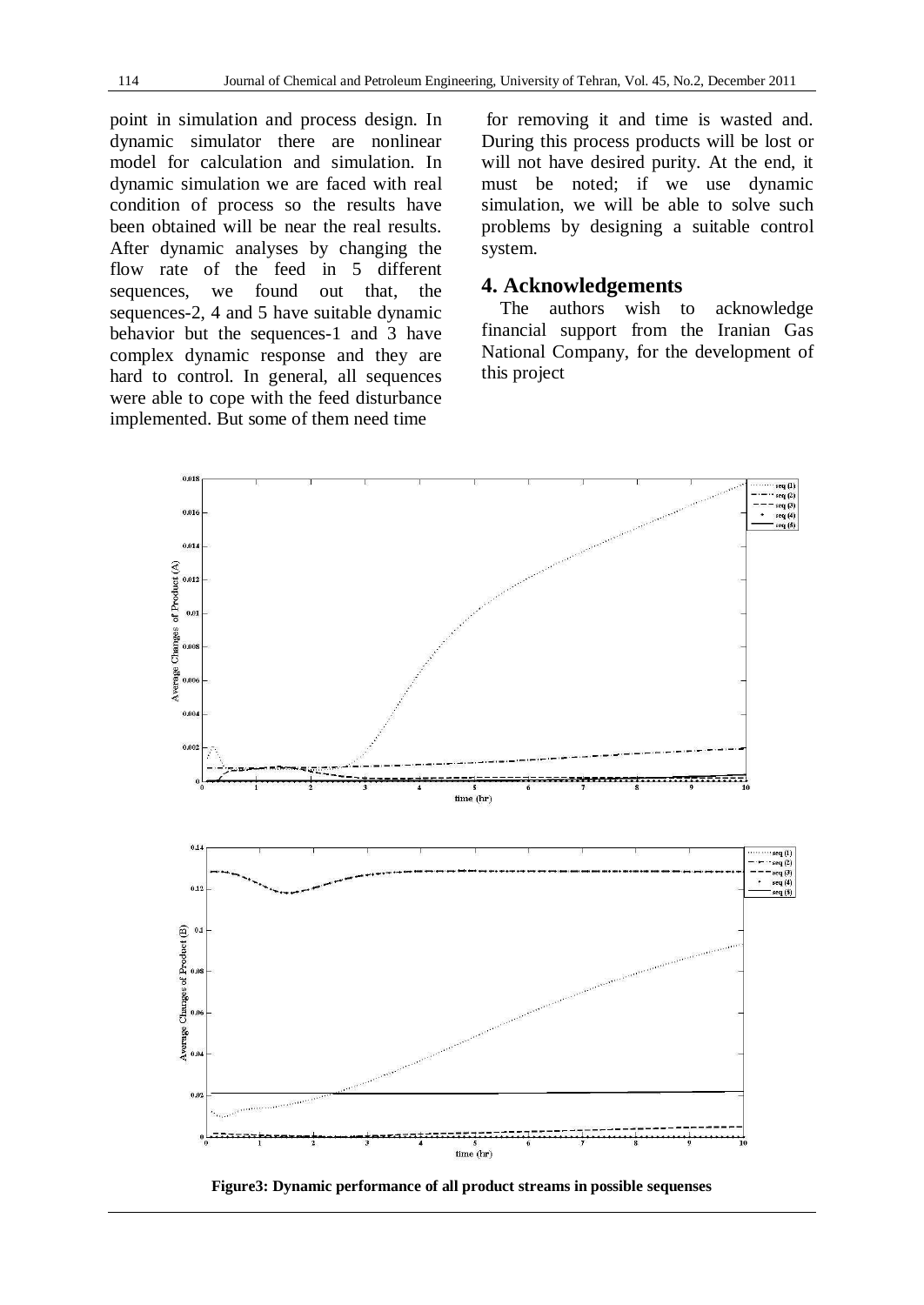point in simulation and process design. In dynamic simulator there are nonlinear model for calculation and simulation. In dynamic simulation we are faced with real condition of process so the results have been obtained will be near the real results. After dynamic analyses by changing the flow rate of the feed in 5 different sequences, we found out that, the sequences-2, 4 and 5 have suitable dynamic behavior but the sequences-1 and 3 have complex dynamic response and they are hard to control. In general, all sequences were able to cope with the feed disturbance implemented. But some of them need time for removing it and time is wasted and. During this process products will be lost or will not have desired purity. At the end, it must be noted; if we use dynamic simulation, we will be able to solve such problems by designing a suitable control system.

## 4. Acknowledgements

The authors wish to acknowledge financial support from the Iranian Gas National Company, for the development of this project

**Figure3: Dynamic performance of all product streams in possible sequenses**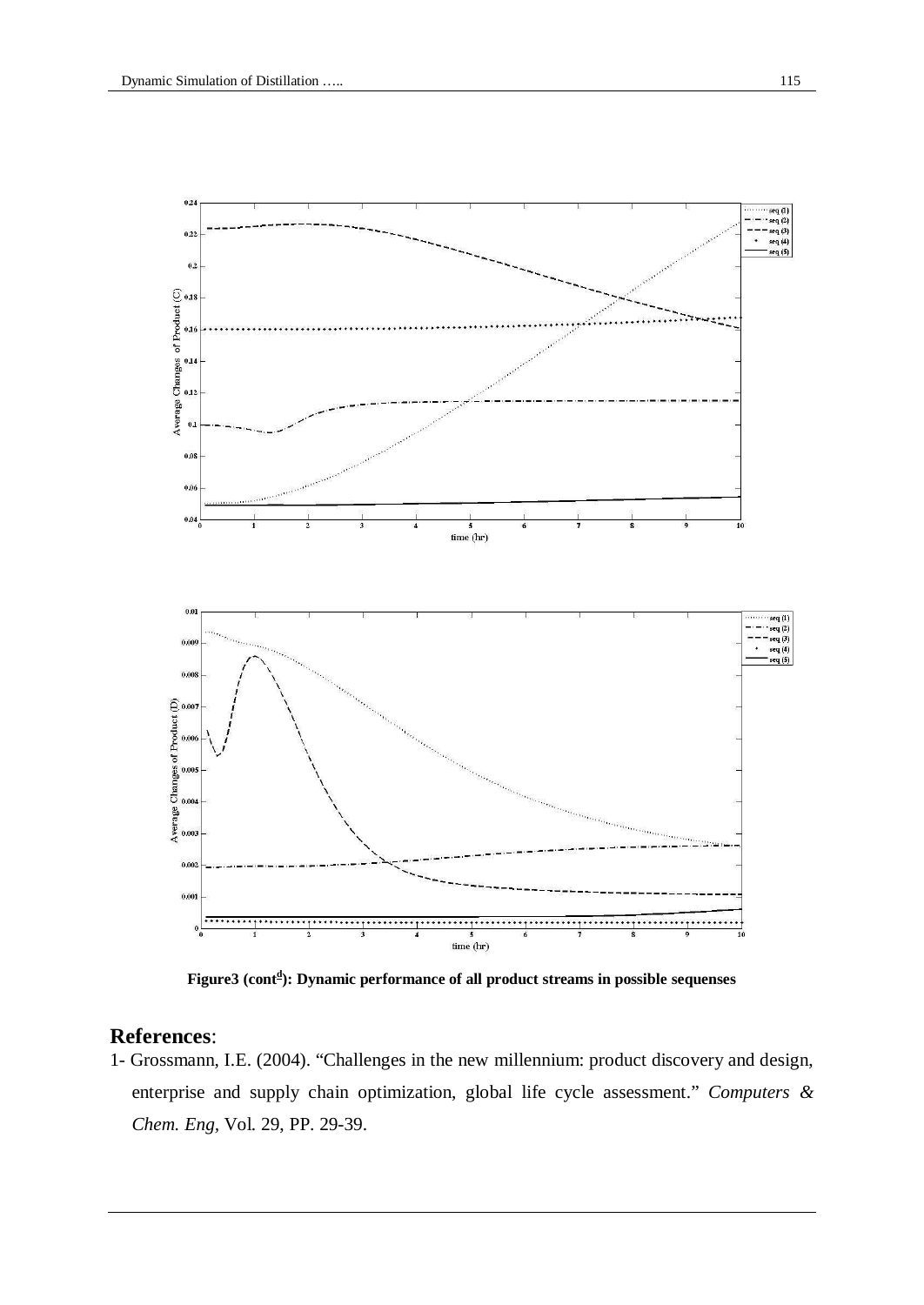**Figure3 (cont[d]): Dynamic performance of all product streams in possible sequenses**

## References:

1- Grossmann, I.E. (2004). "Challenges in the new millennium: product discovery and design, enterprise and supply chain optimization, global life cycle assessment." *Computers & Chem. Eng*, Vol. 29, PP. 29-39.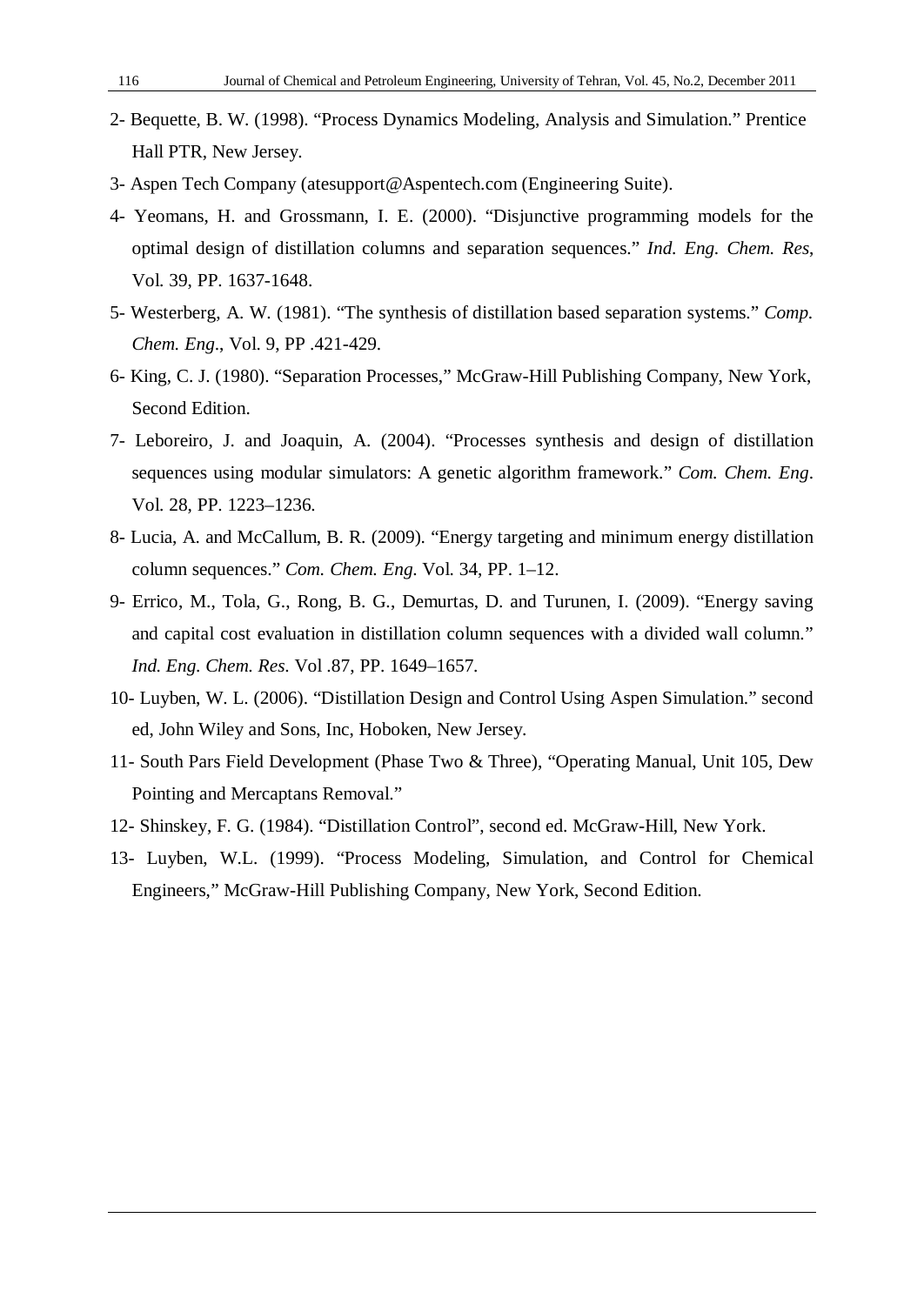2- Bequette, B. W. (1998). “Process Dynamics Modeling, Analysis and Simulation.” Prentice Hall PTR, New Jersey.

3- Aspen Tech Company (atesupport@Aspentech.com (Engineering Suite).

4- Yeomans, H. and Grossmann, I. E. (2000). “Disjunctive programming models for the optimal design of distillation columns and separation sequences.” *Ind. Eng. Chem. Res*, Vol. 39, PP. 1637-1648.

5- Westerberg, A. W. (1981). “The synthesis of distillation based separation systems.” *Comp. Chem. Eng*., Vol. 9, PP .421-429.

6- King, C. J. (1980). “Separation Processes,” McGraw-Hill Publishing Company, New York, Second Edition.

7- Leboreiro, J. and Joaquin, A. (2004). “Processes synthesis and design of distillation sequences using modular simulators: A genetic algorithm framework.” *Com. Chem. Eng*. Vol. 28, PP. 1223–1236.

8- Lucia, A. and McCallum, B. R. (2009). “Energy targeting and minimum energy distillation column sequences.” *Com. Chem. Eng.* Vol. 34, PP. 1–12.

9- Errico, M., Tola, G., Rong, B. G., Demurtas, D. and Turunen, I. (2009). “Energy saving and capital cost evaluation in distillation column sequences with a divided wall column.” *Ind. Eng. Chem. Res.* Vol .87, PP. 1649–1657.

10- Luyben, W. L. (2006). “Distillation Design and Control Using Aspen Simulation.” second ed, John Wiley and Sons, Inc, Hoboken, New Jersey.

11- South Pars Field Development (Phase Two & Three), “Operating Manual, Unit 105, Dew Pointing and Mercaptans Removal.”

12- Shinskey, F. G. (1984). “Distillation Control”, second ed. McGraw-Hill, New York.

13- Luyben, W.L. (1999). “Process Modeling, Simulation, and Control for Chemical Engineers,” McGraw-Hill Publishing Company, New York, Second Edition.